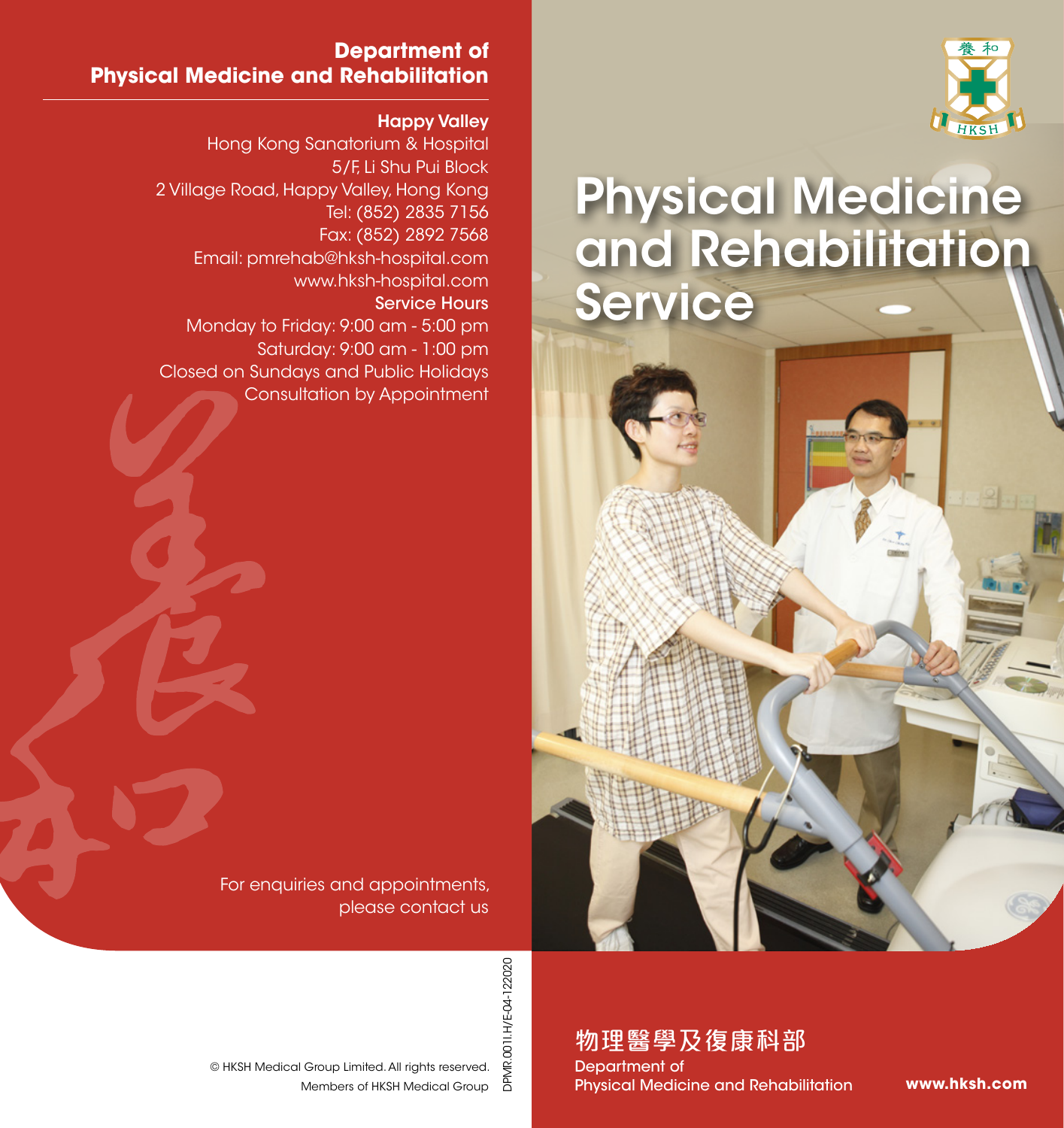## Department of Physical Medicine and Rehabilitation

**Happy Valley**

Hong Kong Sanatorium & Hospital
5/F, Li Shu Pui Block
2 Village Road, Happy Valley, Hong Kong
Tel: (852) 2835 7156
Fax: (852) 2892 7568
Email: pmrehab@hksh-hospital.com
www.hksh-hospital.com

**Service Hours**

Monday to Friday: 9:00 am - 5:00 pm
Saturday: 9:00 am - 1:00 pm
Closed on Sundays and Public Holidays
Consultation by Appointment

For enquiries and appointments, please contact us

© HKSH Medical Group Limited. All rights reserved.
Members of HKSH Medical Group

DPMR.001I.H/E-04-122020

養和 HKSH

# Physical Medicine and Rehabilitation Service

物理醫學及復康科部
Department of Physical Medicine and Rehabilitation

www.hksh.com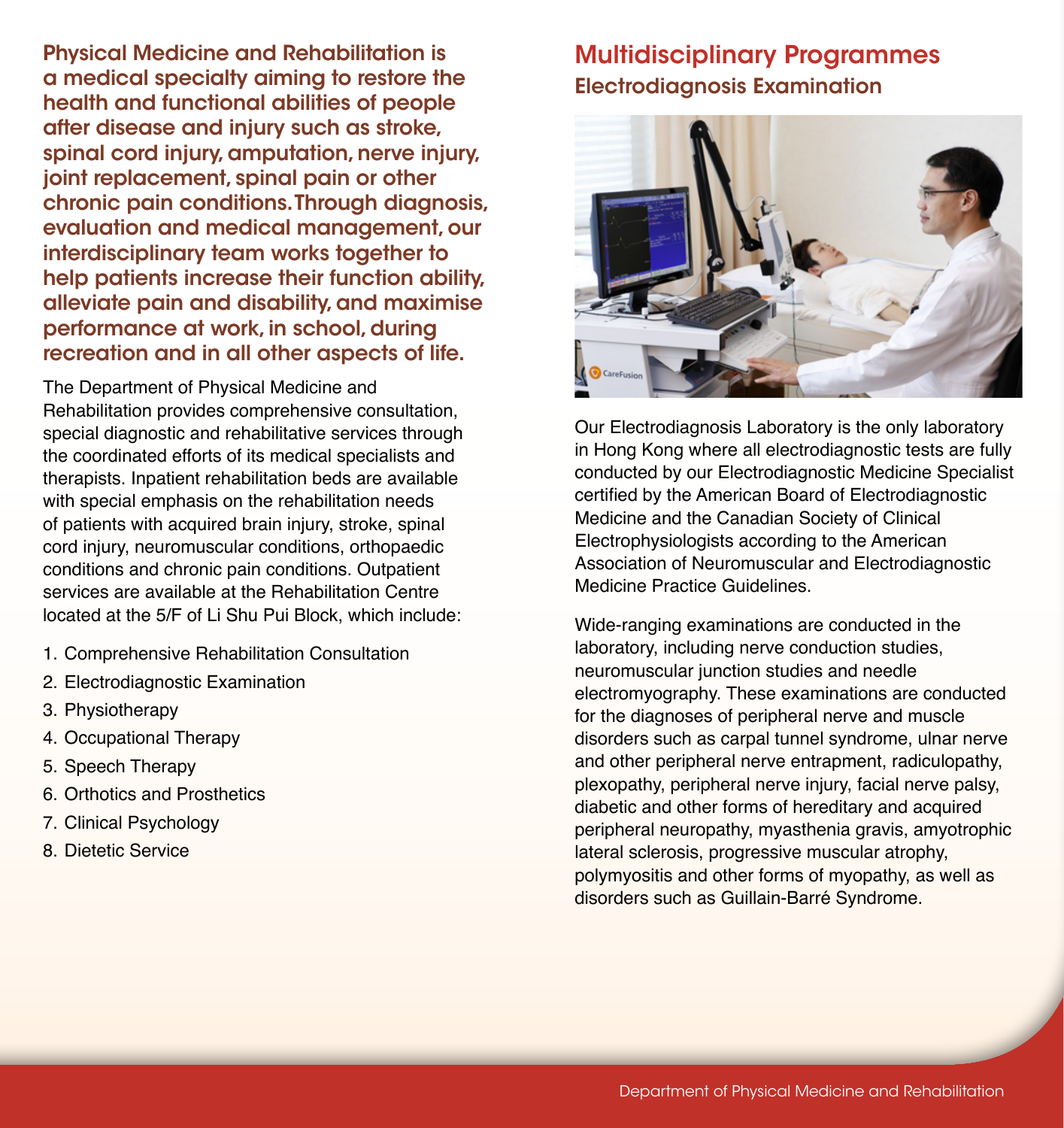**Physical Medicine and Rehabilitation is a medical specialty aiming to restore the health and functional abilities of people after disease and injury such as stroke, spinal cord injury, amputation, nerve injury, joint replacement, spinal pain or other chronic pain conditions. Through diagnosis, evaluation and medical management, our interdisciplinary team works together to help patients increase their function ability, alleviate pain and disability, and maximise performance at work, in school, during recreation and in all other aspects of life.**

The Department of Physical Medicine and Rehabilitation provides comprehensive consultation, special diagnostic and rehabilitative services through the coordinated efforts of its medical specialists and therapists. Inpatient rehabilitation beds are available with special emphasis on the rehabilitation needs of patients with acquired brain injury, stroke, spinal cord injury, neuromuscular conditions, orthopaedic conditions and chronic pain conditions. Outpatient services are available at the Rehabilitation Centre located at the 5/F of Li Shu Pui Block, which include:

1. Comprehensive Rehabilitation Consultation
2. Electrodiagnostic Examination
3. Physiotherapy
4. Occupational Therapy
5. Speech Therapy
6. Orthotics and Prosthetics
7. Clinical Psychology
8. Dietetic Service

## Multidisciplinary Programmes

### Electrodiagnosis Examination

Our Electrodiagnosis Laboratory is the only laboratory in Hong Kong where all electrodiagnostic tests are fully conducted by our Electrodiagnostic Medicine Specialist certified by the American Board of Electrodiagnostic Medicine and the Canadian Society of Clinical Electrophysiologists according to the American Association of Neuromuscular and Electrodiagnostic Medicine Practice Guidelines.

Wide-ranging examinations are conducted in the laboratory, including nerve conduction studies, neuromuscular junction studies and needle electromyography. These examinations are conducted for the diagnoses of peripheral nerve and muscle disorders such as carpal tunnel syndrome, ulnar nerve and other peripheral nerve entrapment, radiculopathy, plexopathy, peripheral nerve injury, facial nerve palsy, diabetic and other forms of hereditary and acquired peripheral neuropathy, myasthenia gravis, amyotrophic lateral sclerosis, progressive muscular atrophy, polymyositis and other forms of myopathy, as well as disorders such as Guillain-Barré Syndrome.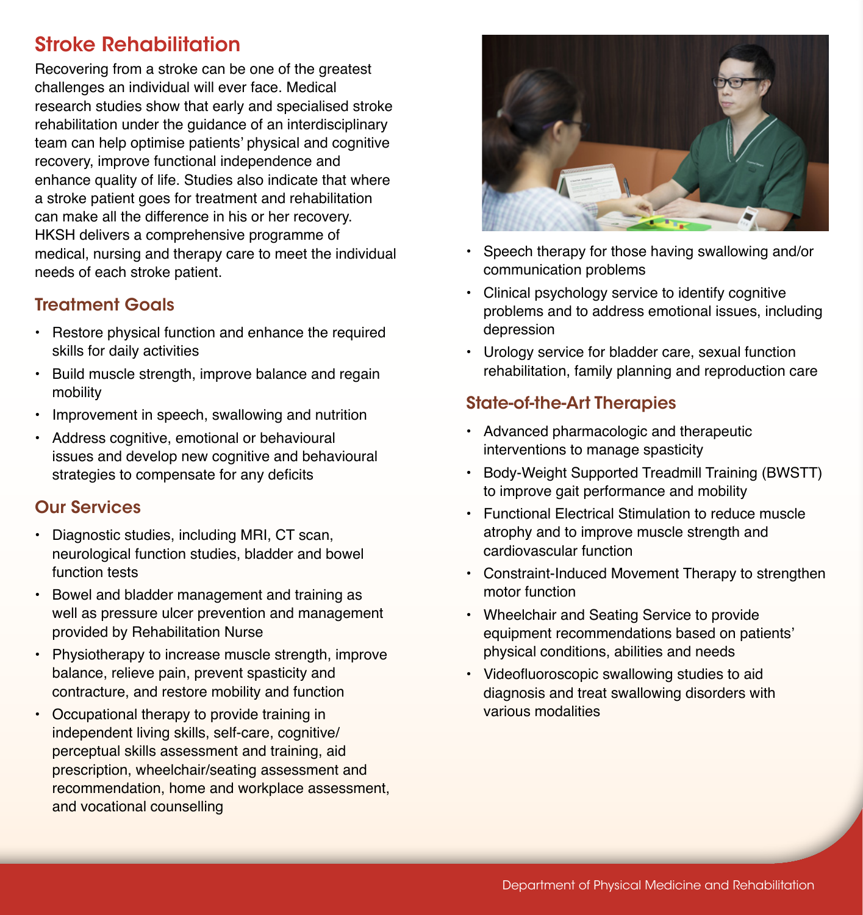## Stroke Rehabilitation

Recovering from a stroke can be one of the greatest challenges an individual will ever face. Medical research studies show that early and specialised stroke rehabilitation under the guidance of an interdisciplinary team can help optimise patients' physical and cognitive recovery, improve functional independence and enhance quality of life. Studies also indicate that where a stroke patient goes for treatment and rehabilitation can make all the difference in his or her recovery. HKSH delivers a comprehensive programme of medical, nursing and therapy care to meet the individual needs of each stroke patient.

### Treatment Goals

- Restore physical function and enhance the required skills for daily activities
- Build muscle strength, improve balance and regain mobility
- Improvement in speech, swallowing and nutrition
- Address cognitive, emotional or behavioural issues and develop new cognitive and behavioural strategies to compensate for any deficits

### Our Services

- Diagnostic studies, including MRI, CT scan, neurological function studies, bladder and bowel function tests
- Bowel and bladder management and training as well as pressure ulcer prevention and management provided by Rehabilitation Nurse
- Physiotherapy to increase muscle strength, improve balance, relieve pain, prevent spasticity and contracture, and restore mobility and function
- Occupational therapy to provide training in independent living skills, self-care, cognitive/perceptual skills assessment and training, aid prescription, wheelchair/seating assessment and recommendation, home and workplace assessment, and vocational counselling
- Speech therapy for those having swallowing and/or communication problems
- Clinical psychology service to identify cognitive problems and to address emotional issues, including depression
- Urology service for bladder care, sexual function rehabilitation, family planning and reproduction care

### State-of-the-Art Therapies

- Advanced pharmacologic and therapeutic interventions to manage spasticity
- Body-Weight Supported Treadmill Training (BWSTT) to improve gait performance and mobility
- Functional Electrical Stimulation to reduce muscle atrophy and to improve muscle strength and cardiovascular function
- Constraint-Induced Movement Therapy to strengthen motor function
- Wheelchair and Seating Service to provide equipment recommendations based on patients' physical conditions, abilities and needs
- Videofluoroscopic swallowing studies to aid diagnosis and treat swallowing disorders with various modalities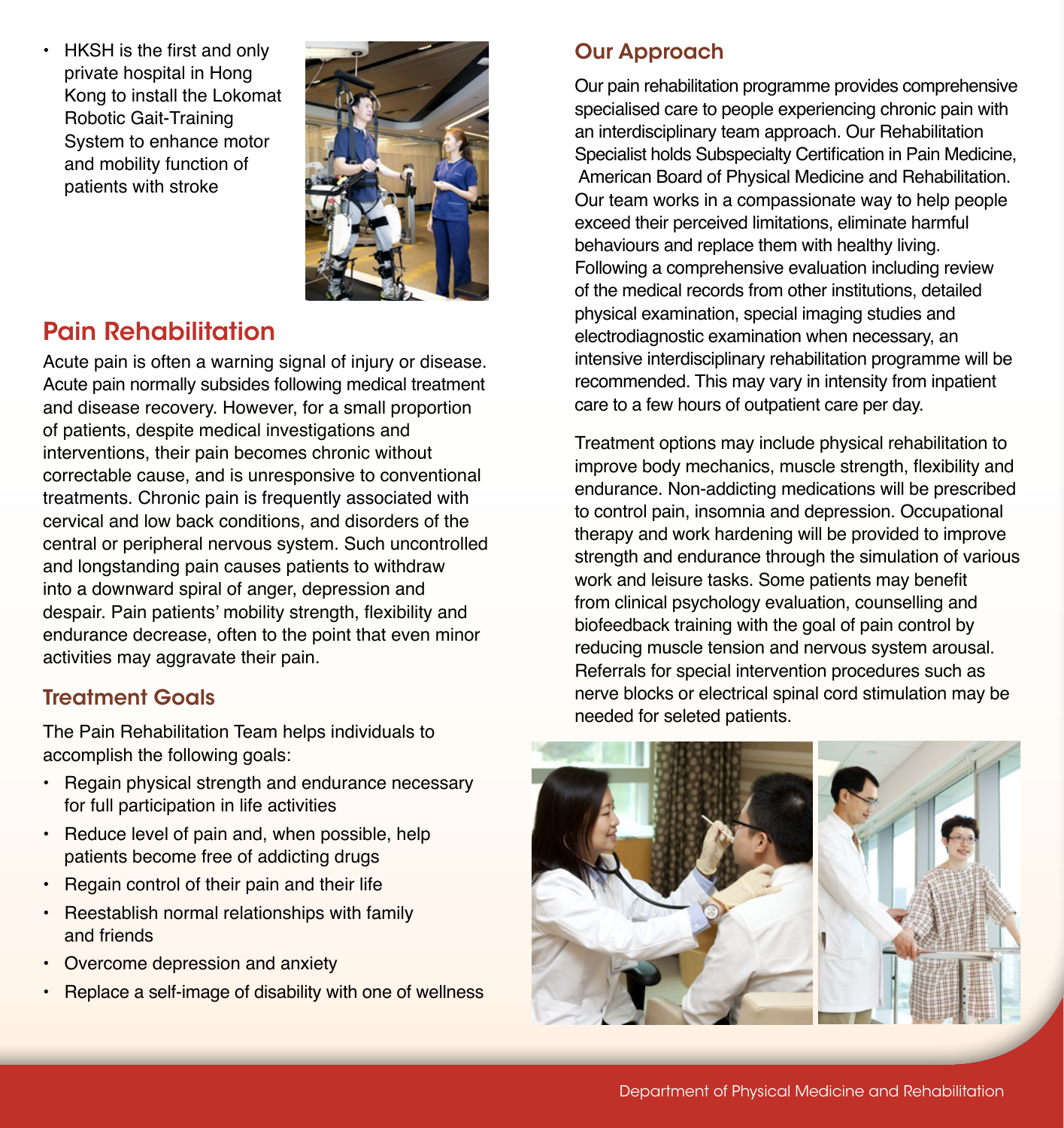- HKSH is the first and only private hospital in Hong Kong to install the Lokomat Robotic Gait-Training System to enhance motor and mobility function of patients with stroke

## Pain Rehabilitation

Acute pain is often a warning signal of injury or disease. Acute pain normally subsides following medical treatment and disease recovery. However, for a small proportion of patients, despite medical investigations and interventions, their pain becomes chronic without correctable cause, and is unresponsive to conventional treatments. Chronic pain is frequently associated with cervical and low back conditions, and disorders of the central or peripheral nervous system. Such uncontrolled and longstanding pain causes patients to withdraw into a downward spiral of anger, depression and despair. Pain patients' mobility strength, flexibility and endurance decrease, often to the point that even minor activities may aggravate their pain.

### Treatment Goals

The Pain Rehabilitation Team helps individuals to accomplish the following goals:

- Regain physical strength and endurance necessary for full participation in life activities
- Reduce level of pain and, when possible, help patients become free of addicting drugs
- Regain control of their pain and their life
- Reestablish normal relationships with family and friends
- Overcome depression and anxiety
- Replace a self-image of disability with one of wellness

### Our Approach

Our pain rehabilitation programme provides comprehensive specialised care to people experiencing chronic pain with an interdisciplinary team approach. Our Rehabilitation Specialist holds Subspecialty Certification in Pain Medicine, American Board of Physical Medicine and Rehabilitation. Our team works in a compassionate way to help people exceed their perceived limitations, eliminate harmful behaviours and replace them with healthy living. Following a comprehensive evaluation including review of the medical records from other institutions, detailed physical examination, special imaging studies and electrodiagnostic examination when necessary, an intensive interdisciplinary rehabilitation programme will be recommended. This may vary in intensity from inpatient care to a few hours of outpatient care per day.

Treatment options may include physical rehabilitation to improve body mechanics, muscle strength, flexibility and endurance. Non-addicting medications will be prescribed to control pain, insomnia and depression. Occupational therapy and work hardening will be provided to improve strength and endurance through the simulation of various work and leisure tasks. Some patients may benefit from clinical psychology evaluation, counselling and biofeedback training with the goal of pain control by reducing muscle tension and nervous system arousal. Referrals for special intervention procedures such as nerve blocks or electrical spinal cord stimulation may be needed for seleted patients.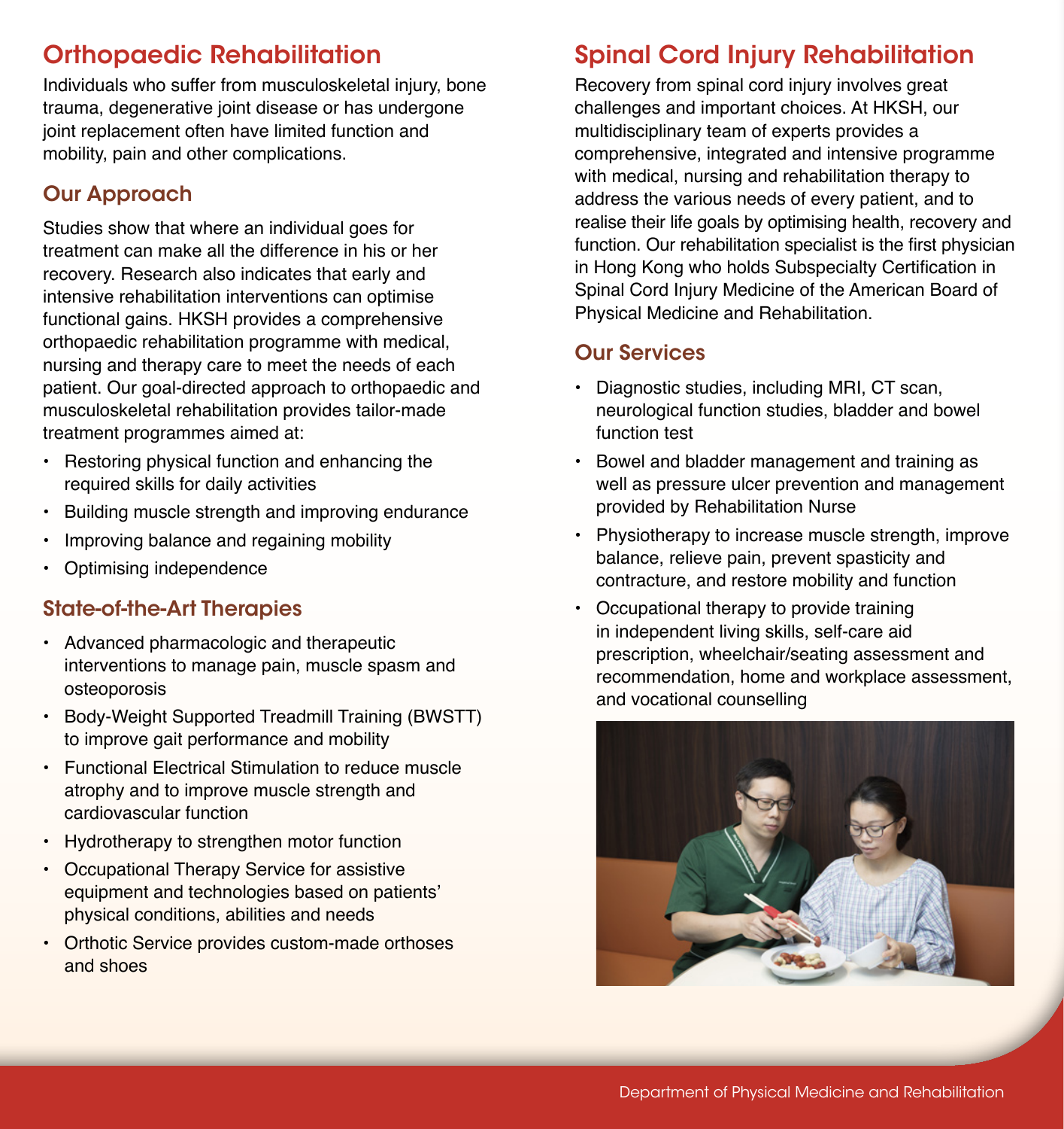## Orthopaedic Rehabilitation

Individuals who suffer from musculoskeletal injury, bone trauma, degenerative joint disease or has undergone joint replacement often have limited function and mobility, pain and other complications.

### Our Approach

Studies show that where an individual goes for treatment can make all the difference in his or her recovery. Research also indicates that early and intensive rehabilitation interventions can optimise functional gains. HKSH provides a comprehensive orthopaedic rehabilitation programme with medical, nursing and therapy care to meet the needs of each patient. Our goal-directed approach to orthopaedic and musculoskeletal rehabilitation provides tailor-made treatment programmes aimed at:

- Restoring physical function and enhancing the required skills for daily activities
- Building muscle strength and improving endurance
- Improving balance and regaining mobility
- Optimising independence

### State-of-the-Art Therapies

- Advanced pharmacologic and therapeutic interventions to manage pain, muscle spasm and osteoporosis
- Body-Weight Supported Treadmill Training (BWSTT) to improve gait performance and mobility
- Functional Electrical Stimulation to reduce muscle atrophy and to improve muscle strength and cardiovascular function
- Hydrotherapy to strengthen motor function
- Occupational Therapy Service for assistive equipment and technologies based on patients' physical conditions, abilities and needs
- Orthotic Service provides custom-made orthoses and shoes

## Spinal Cord Injury Rehabilitation

Recovery from spinal cord injury involves great challenges and important choices. At HKSH, our multidisciplinary team of experts provides a comprehensive, integrated and intensive programme with medical, nursing and rehabilitation therapy to address the various needs of every patient, and to realise their life goals by optimising health, recovery and function. Our rehabilitation specialist is the first physician in Hong Kong who holds Subspecialty Certification in Spinal Cord Injury Medicine of the American Board of Physical Medicine and Rehabilitation.

### Our Services

- Diagnostic studies, including MRI, CT scan, neurological function studies, bladder and bowel function test
- Bowel and bladder management and training as well as pressure ulcer prevention and management provided by Rehabilitation Nurse
- Physiotherapy to increase muscle strength, improve balance, relieve pain, prevent spasticity and contracture, and restore mobility and function
- Occupational therapy to provide training in independent living skills, self-care aid prescription, wheelchair/seating assessment and recommendation, home and workplace assessment, and vocational counselling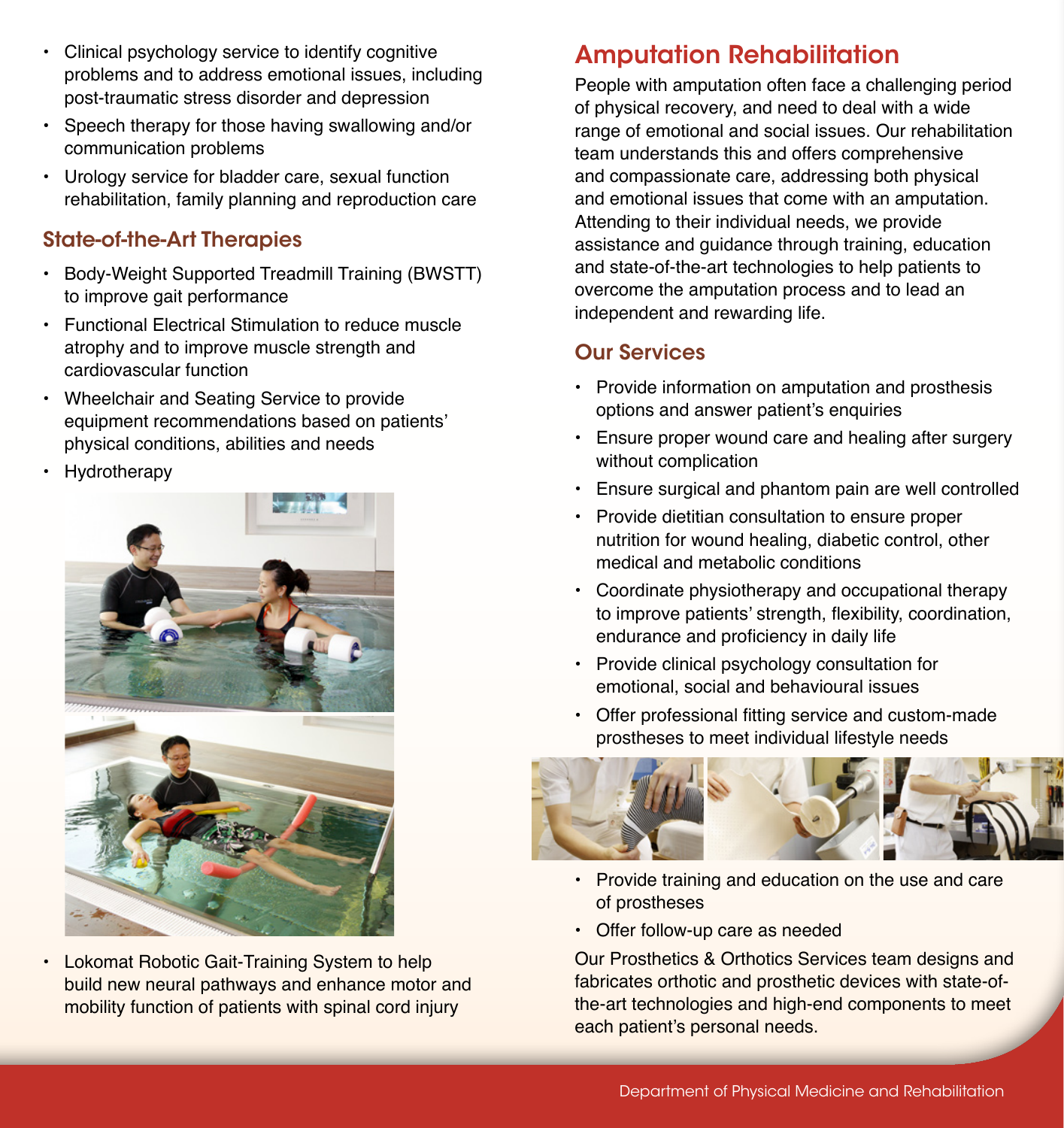- Clinical psychology service to identify cognitive problems and to address emotional issues, including post-traumatic stress disorder and depression
- Speech therapy for those having swallowing and/or communication problems
- Urology service for bladder care, sexual function rehabilitation, family planning and reproduction care

### State-of-the-Art Therapies

- Body-Weight Supported Treadmill Training (BWSTT) to improve gait performance
- Functional Electrical Stimulation to reduce muscle atrophy and to improve muscle strength and cardiovascular function
- Wheelchair and Seating Service to provide equipment recommendations based on patients' physical conditions, abilities and needs
- Hydrotherapy
- Lokomat Robotic Gait-Training System to help build new neural pathways and enhance motor and mobility function of patients with spinal cord injury

## Amputation Rehabilitation

People with amputation often face a challenging period of physical recovery, and need to deal with a wide range of emotional and social issues. Our rehabilitation team understands this and offers comprehensive and compassionate care, addressing both physical and emotional issues that come with an amputation. Attending to their individual needs, we provide assistance and guidance through training, education and state-of-the-art technologies to help patients to overcome the amputation process and to lead an independent and rewarding life.

### Our Services

- Provide information on amputation and prosthesis options and answer patient's enquiries
- Ensure proper wound care and healing after surgery without complication
- Ensure surgical and phantom pain are well controlled
- Provide dietitian consultation to ensure proper nutrition for wound healing, diabetic control, other medical and metabolic conditions
- Coordinate physiotherapy and occupational therapy to improve patients' strength, flexibility, coordination, endurance and proficiency in daily life
- Provide clinical psychology consultation for emotional, social and behavioural issues
- Offer professional fitting service and custom-made prostheses to meet individual lifestyle needs
- Provide training and education on the use and care of prostheses
- Offer follow-up care as needed

Our Prosthetics & Orthotics Services team designs and fabricates orthotic and prosthetic devices with state-of-the-art technologies and high-end components to meet each patient's personal needs.